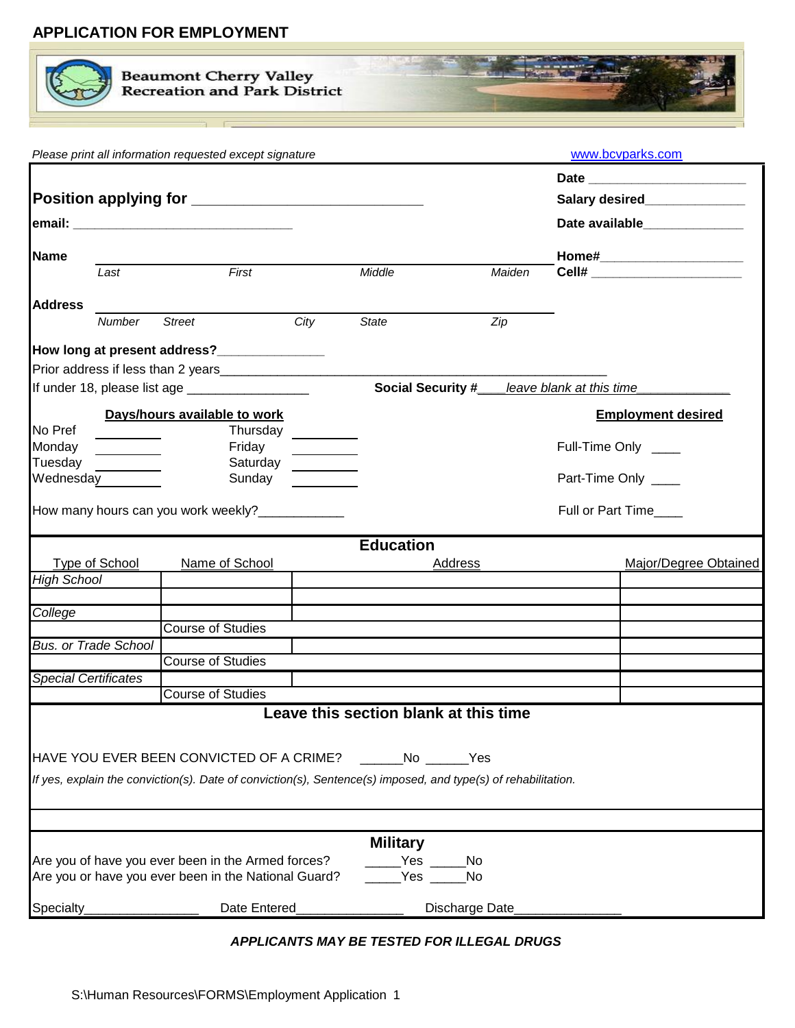# APPLICATION FOR EMPLOYMENT

**Beaumont Cherry Valley Recreation and Park District**

*Please print all information requested except signature* www.bcvparks.com

**Date** ______________________

**Position applying for** ______________________________ **Salary desired**______________

**email:** ______________________________ **Date available**______________

**Name** ______________________________________________ **Home#**____________________

*Last* *First* *Middle* *Maiden* **Cell#** ____________________

**Address** ______________________________________________

*Number* *Street* *City* *State* *Zip*

**How long at present address?**______________

Prior address if less than 2 years______________________________________________________

If under 18, please list age ________________ **Social Security #**___*leave blank at this time*____________

**Days/hours available to work**

| | | | |
|---|---|---|---|
| No Pref | ________ | Thursday | ________ |
| Monday | ________ | Friday | ________ |
| Tuesday | ________ | Saturday | ________ |
| Wednesday | ________ | Sunday | ________ |

**Employment desired**

Full-Time Only ____

Part-Time Only ____

Full or Part Time____

How many hours can you work weekly?____________

## Education

| Type of School | Name of School | Address | Major/Degree Obtained |
|---|---|---|---|
| *High School* | | | |
| | | | |
| *College* | | | |
| | Course of Studies | | |
| *Bus. or Trade School* | | | |
| | Course of Studies | | |
| *Special Certificates* | | | |
| | Course of Studies | | |

### Leave this section blank at this time

HAVE YOU EVER BEEN CONVICTED OF A CRIME? ______No ______Yes

*If yes, explain the conviction(s). Date of conviction(s), Sentence(s) imposed, and type(s) of rehabilitation.*

## Military

Are you of have you ever been in the Armed forces? _____Yes _____No

Are you or have you ever been in the National Guard? _____Yes _____No

Specialty________________ Date Entered______________ Discharge Date______________

***APPLICANTS MAY BE TESTED FOR ILLEGAL DRUGS***

S:\Human Resources\FORMS\Employment Application 1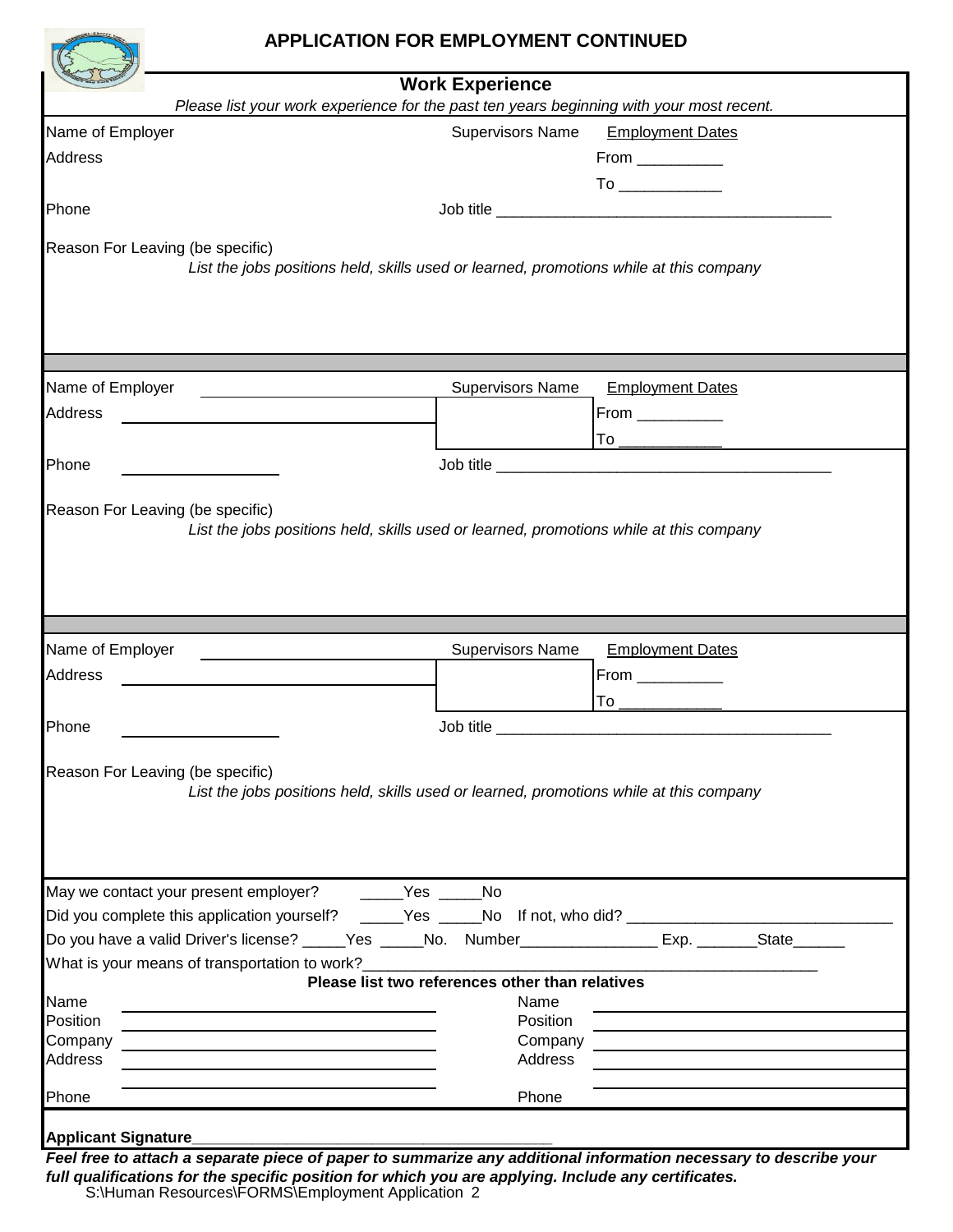## APPLICATION FOR EMPLOYMENT CONTINUED

### Work Experience

*Please list your work experience for the past ten years beginning with your most recent.*

Name of Employer | Supervisors Name | Employment Dates

Address | From __________

To ____________

Phone | Job title _______________________________________

Reason For Leaving (be specific)

*List the jobs positions held, skills used or learned, promotions while at this company*

---

Name of Employer ______________________ | Supervisors Name | Employment Dates

Address ______________________ | From __________

To ____________

Phone __________________ | Job title _______________________________________

Reason For Leaving (be specific)

*List the jobs positions held, skills used or learned, promotions while at this company*

---

Name of Employer ______________________ | Supervisors Name | Employment Dates

Address ______________________ | From __________

To ____________

Phone __________________ | Job title _______________________________________

Reason For Leaving (be specific)

*List the jobs positions held, skills used or learned, promotions while at this company*

---

May we contact your present employer? _____Yes _____No

Did you complete this application yourself? _____Yes _____No If not, who did? _______________________________

Do you have a valid Driver's license? _____Yes _____No. Number________________ Exp. _______State______

What is your means of transportation to work?_______________________________________________________

**Please list two references other than relatives**

| | | | |
|---|---|---|---|
| Name | | Name | |
| Position | | Position | |
| Company | | Company | |
| Address | | Address | |
| | | | |
| Phone | | Phone | |

**Applicant Signature**_________________________________________

***Feel free to attach a separate piece of paper to summarize any additional information necessary to describe your full qualifications for the specific position for which you are applying. Include any certificates.***

S:\Human Resources\FORMS\Employment Application 2